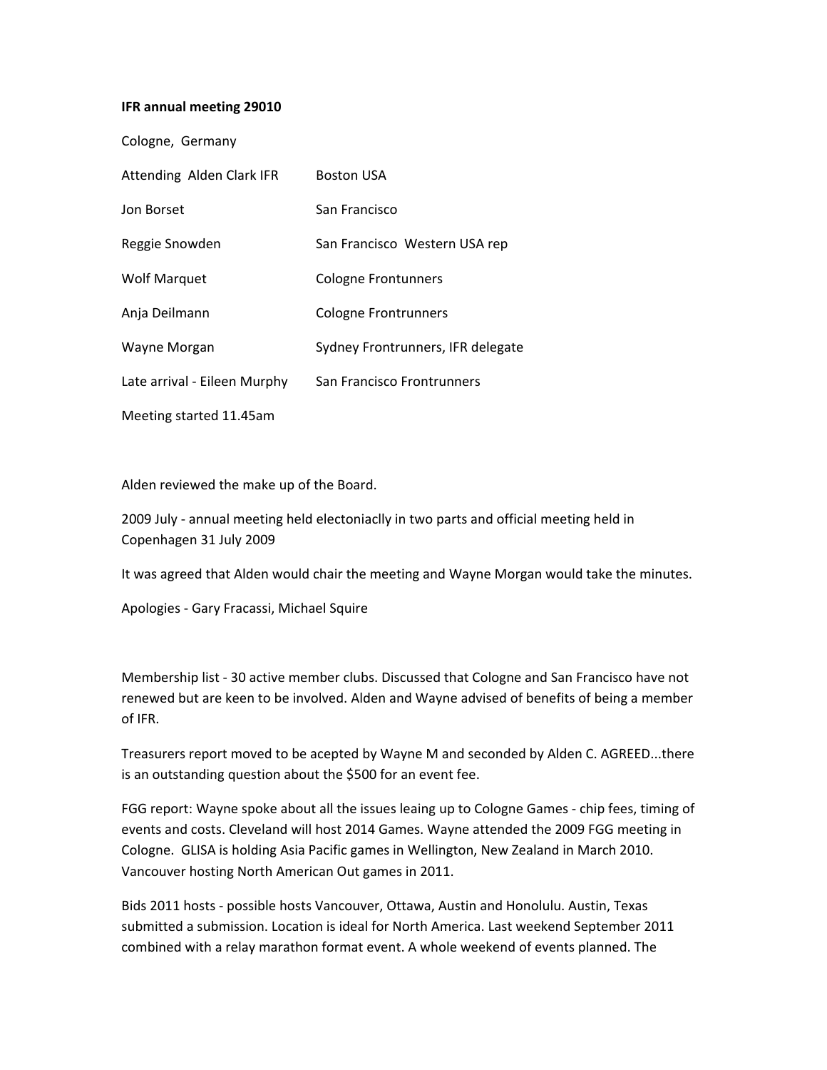**IFR annual meeting 29010**

Cologne, Germany

| | |
|---|---|
| Attending Alden Clark IFR | Boston USA |
| Jon Borset | San Francisco |
| Reggie Snowden | San Francisco Western USA rep |
| Wolf Marquet | Cologne Frontunners |
| Anja Deilmann | Cologne Frontrunners |
| Wayne Morgan | Sydney Frontrunners, IFR delegate |
| Late arrival - Eileen Murphy | San Francisco Frontrunners |

Meeting started 11.45am

Alden reviewed the make up of the Board.

2009 July - annual meeting held electoniaclly in two parts and official meeting held in Copenhagen 31 July 2009

It was agreed that Alden would chair the meeting and Wayne Morgan would take the minutes.

Apologies - Gary Fracassi, Michael Squire

Membership list - 30 active member clubs. Discussed that Cologne and San Francisco have not renewed but are keen to be involved. Alden and Wayne advised of benefits of being a member of IFR.

Treasurers report moved to be acepted by Wayne M and seconded by Alden C. AGREED...there is an outstanding question about the $500 for an event fee.

FGG report: Wayne spoke about all the issues leaing up to Cologne Games - chip fees, timing of events and costs. Cleveland will host 2014 Games. Wayne attended the 2009 FGG meeting in Cologne. GLISA is holding Asia Pacific games in Wellington, New Zealand in March 2010. Vancouver hosting North American Out games in 2011.

Bids 2011 hosts - possible hosts Vancouver, Ottawa, Austin and Honolulu. Austin, Texas submitted a submission. Location is ideal for North America. Last weekend September 2011 combined with a relay marathon format event. A whole weekend of events planned. The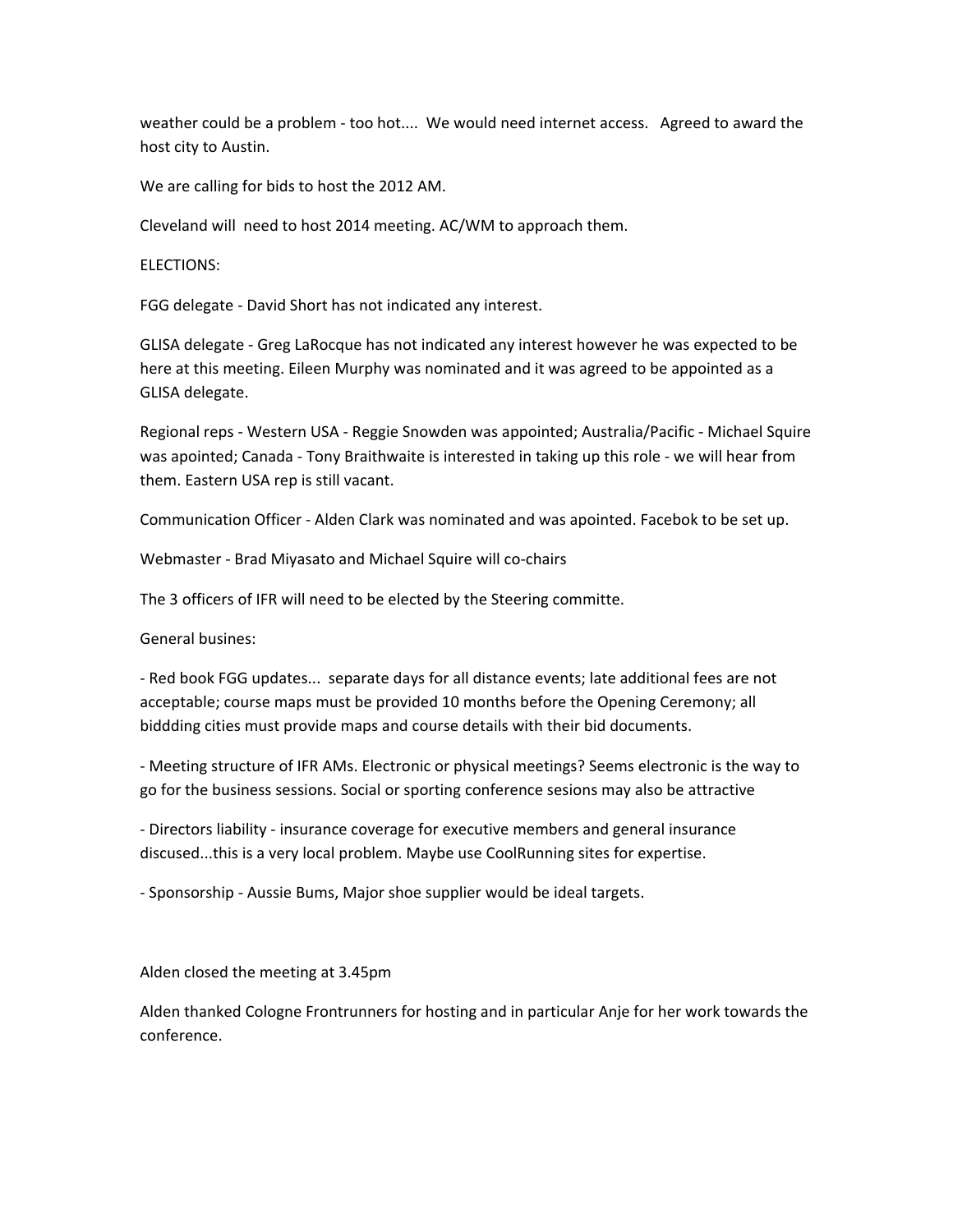weather could be a problem - too hot.... We would need internet access. Agreed to award the host city to Austin.

We are calling for bids to host the 2012 AM.

Cleveland will need to host 2014 meeting. AC/WM to approach them.

ELECTIONS:

FGG delegate - David Short has not indicated any interest.

GLISA delegate - Greg LaRocque has not indicated any interest however he was expected to be here at this meeting. Eileen Murphy was nominated and it was agreed to be appointed as a GLISA delegate.

Regional reps - Western USA - Reggie Snowden was appointed; Australia/Pacific - Michael Squire was apointed; Canada - Tony Braithwaite is interested in taking up this role - we will hear from them. Eastern USA rep is still vacant.

Communication Officer - Alden Clark was nominated and was apointed. Facebok to be set up.

Webmaster - Brad Miyasato and Michael Squire will co-chairs

The 3 officers of IFR will need to be elected by the Steering committe.

General busines:

- Red book FGG updates... separate days for all distance events; late additional fees are not acceptable; course maps must be provided 10 months before the Opening Ceremony; all biddding cities must provide maps and course details with their bid documents.

- Meeting structure of IFR AMs. Electronic or physical meetings? Seems electronic is the way to go for the business sessions. Social or sporting conference sesions may also be attractive

- Directors liability - insurance coverage for executive members and general insurance discused...this is a very local problem. Maybe use CoolRunning sites for expertise.

- Sponsorship - Aussie Bums, Major shoe supplier would be ideal targets.

Alden closed the meeting at 3.45pm

Alden thanked Cologne Frontrunners for hosting and in particular Anje for her work towards the conference.